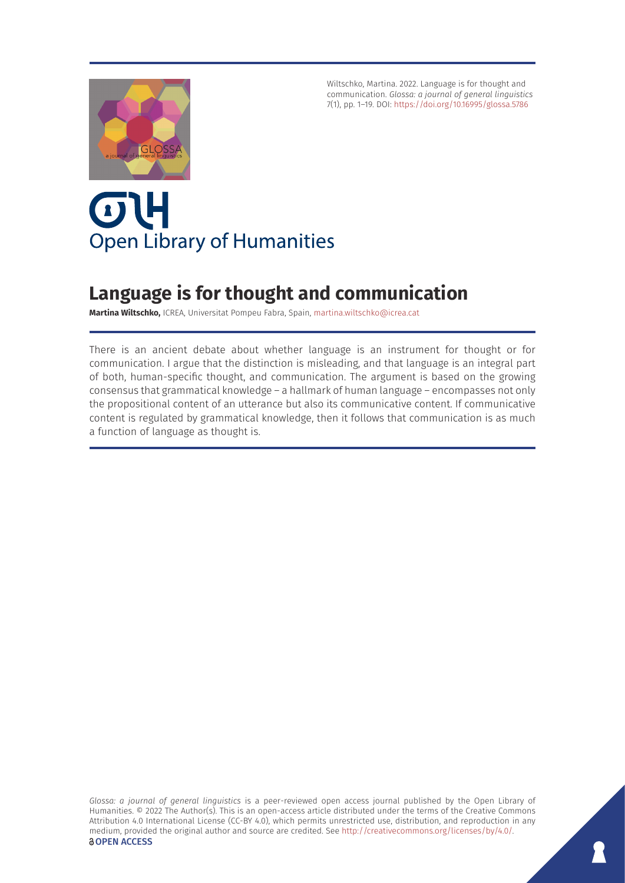Wiltschko, Martina. 2022. Language is for thought and communication. *Glossa: a journal of general linguistics* 7(1), pp. 1–19. DOI: https://doi.org/10.16995/glossa.5786

Open Library of Humanities

# Language is for thought and communication

**Martina Wiltschko,** ICREA, Universitat Pompeu Fabra, Spain, martina.wiltschko@icrea.cat

There is an ancient debate about whether language is an instrument for thought or for communication. I argue that the distinction is misleading, and that language is an integral part of both, human-specific thought, and communication. The argument is based on the growing consensus that grammatical knowledge – a hallmark of human language – encompasses not only the propositional content of an utterance but also its communicative content. If communicative content is regulated by grammatical knowledge, then it follows that communication is as much a function of language as thought is.

*Glossa: a journal of general linguistics* is a peer-reviewed open access journal published by the Open Library of Humanities. © 2022 The Author(s). This is an open-access article distributed under the terms of the Creative Commons Attribution 4.0 International License (CC-BY 4.0), which permits unrestricted use, distribution, and reproduction in any medium, provided the original author and source are credited. See http://creativecommons.org/licenses/by/4.0/.

**OPEN ACCESS**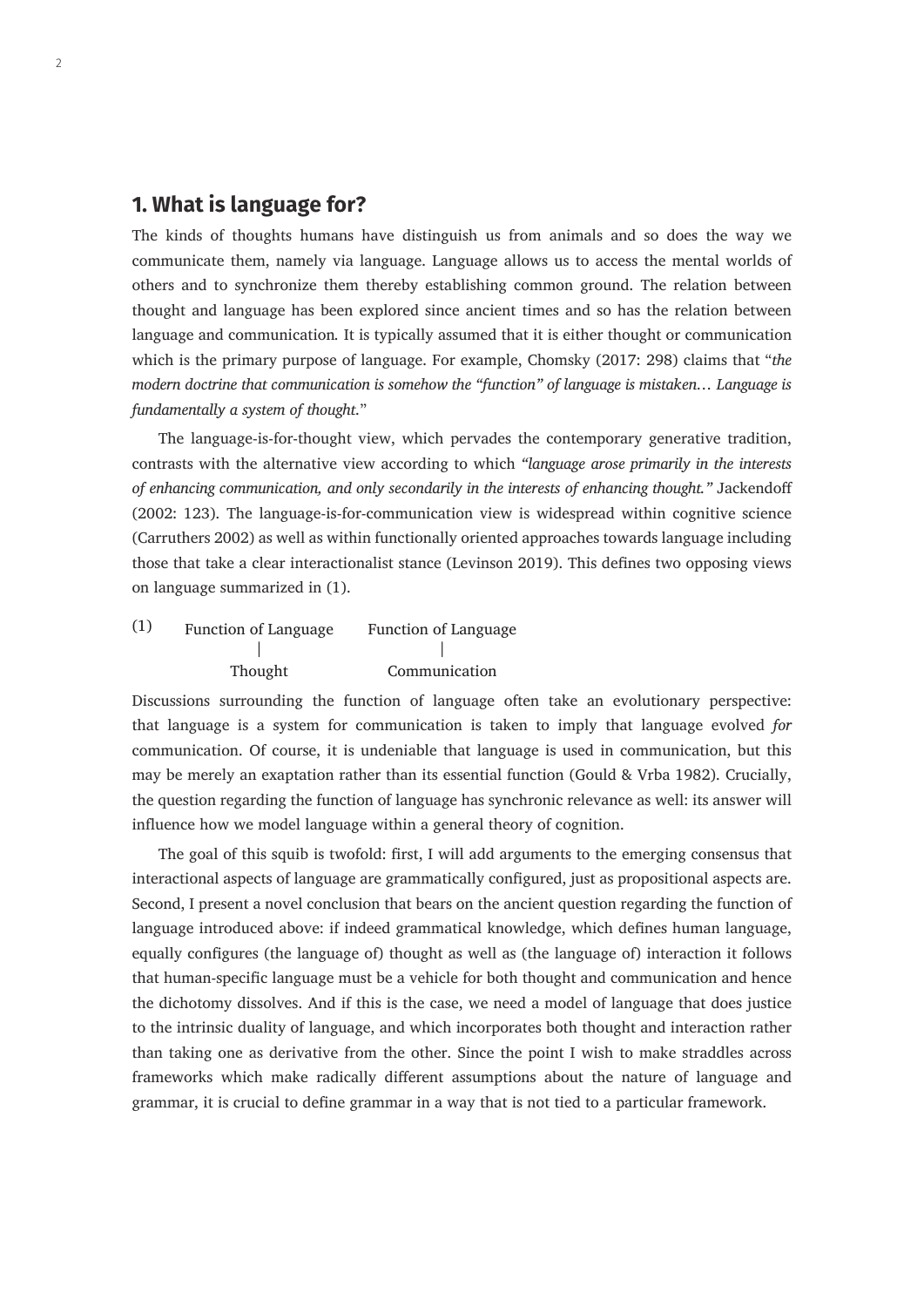## 1. What is language for?

The kinds of thoughts humans have distinguish us from animals and so does the way we communicate them, namely via language. Language allows us to access the mental worlds of others and to synchronize them thereby establishing common ground. The relation between thought and language has been explored since ancient times and so has the relation between language and communication. It is typically assumed that it is either thought or communication which is the primary purpose of language. For example, Chomsky (2017: 298) claims that "*the modern doctrine that communication is somehow the "function" of language is mistaken… Language is fundamentally a system of thought.*"

The language-is-for-thought view, which pervades the contemporary generative tradition, contrasts with the alternative view according to which *"language arose primarily in the interests of enhancing communication, and only secondarily in the interests of enhancing thought."* Jackendoff (2002: 123). The language-is-for-communication view is widespread within cognitive science (Carruthers 2002) as well as within functionally oriented approaches towards language including those that take a clear interactionalist stance (Levinson 2019). This defines two opposing views on language summarized in (1).

```
(1)   Function of Language      Function of Language
               |                          |
            Thought                 Communication
```

Discussions surrounding the function of language often take an evolutionary perspective: that language is a system for communication is taken to imply that language evolved *for* communication. Of course, it is undeniable that language is used in communication, but this may be merely an exaptation rather than its essential function (Gould & Vrba 1982). Crucially, the question regarding the function of language has synchronic relevance as well: its answer will influence how we model language within a general theory of cognition.

The goal of this squib is twofold: first, I will add arguments to the emerging consensus that interactional aspects of language are grammatically configured, just as propositional aspects are. Second, I present a novel conclusion that bears on the ancient question regarding the function of language introduced above: if indeed grammatical knowledge, which defines human language, equally configures (the language of) thought as well as (the language of) interaction it follows that human-specific language must be a vehicle for both thought and communication and hence the dichotomy dissolves. And if this is the case, we need a model of language that does justice to the intrinsic duality of language, and which incorporates both thought and interaction rather than taking one as derivative from the other. Since the point I wish to make straddles across frameworks which make radically different assumptions about the nature of language and grammar, it is crucial to define grammar in a way that is not tied to a particular framework.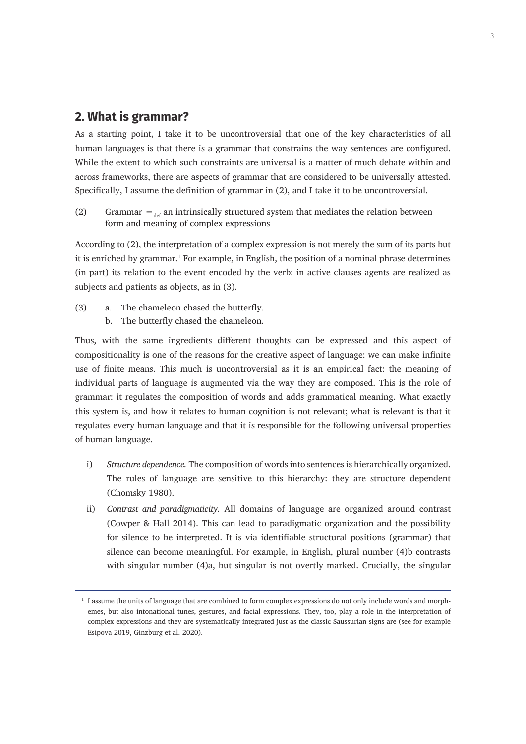## 2. What is grammar?

As a starting point, I take it to be uncontroversial that one of the key characteristics of all human languages is that there is a grammar that constrains the way sentences are configured. While the extent to which such constraints are universal is a matter of much debate within and across frameworks, there are aspects of grammar that are considered to be universally attested. Specifically, I assume the definition of grammar in (2), and I take it to be uncontroversial.

(2) Grammar $=_{\text{def}}$ an intrinsically structured system that mediates the relation between form and meaning of complex expressions

According to (2), the interpretation of a complex expression is not merely the sum of its parts but it is enriched by grammar.[1] For example, in English, the position of a nominal phrase determines (in part) its relation to the event encoded by the verb: in active clauses agents are realized as subjects and patients as objects, as in (3).

(3) a. The chameleon chased the butterfly.
 b. The butterfly chased the chameleon.

Thus, with the same ingredients different thoughts can be expressed and this aspect of compositionality is one of the reasons for the creative aspect of language: we can make infinite use of finite means. This much is uncontroversial as it is an empirical fact: the meaning of individual parts of language is augmented via the way they are composed. This is the role of grammar: it regulates the composition of words and adds grammatical meaning. What exactly this system is, and how it relates to human cognition is not relevant; what is relevant is that it regulates every human language and that it is responsible for the following universal properties of human language.

i) *Structure dependence.* The composition of words into sentences is hierarchically organized. The rules of language are sensitive to this hierarchy: they are structure dependent (Chomsky 1980).

ii) *Contrast and paradigmaticity.* All domains of language are organized around contrast (Cowper & Hall 2014). This can lead to paradigmatic organization and the possibility for silence to be interpreted. It is via identifiable structural positions (grammar) that silence can become meaningful. For example, in English, plural number (4)b contrasts with singular number (4)a, but singular is not overtly marked. Crucially, the singular

[1] I assume the units of language that are combined to form complex expressions do not only include words and morphemes, but also intonational tunes, gestures, and facial expressions. They, too, play a role in the interpretation of complex expressions and they are systematically integrated just as the classic Saussurian signs are (see for example Esipova 2019, Ginzburg et al. 2020).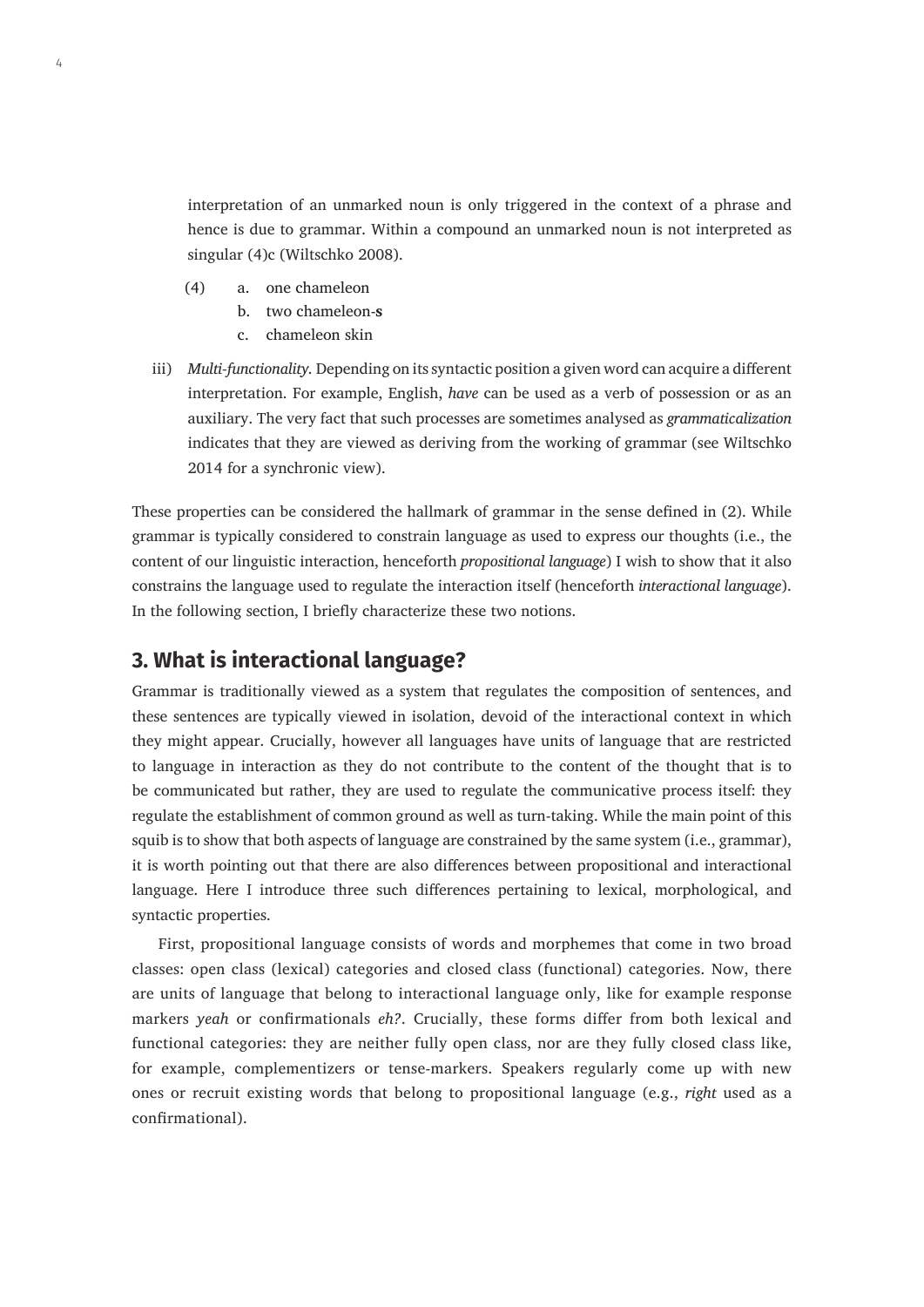interpretation of an unmarked noun is only triggered in the context of a phrase and hence is due to grammar. Within a compound an unmarked noun is not interpreted as singular (4)c (Wiltschko 2008).

(4) a. one chameleon
    b. two chameleon-**s**
    c. chameleon skin

iii) *Multi-functionality*. Depending on its syntactic position a given word can acquire a different interpretation. For example, English, *have* can be used as a verb of possession or as an auxiliary. The very fact that such processes are sometimes analysed as *grammaticalization* indicates that they are viewed as deriving from the working of grammar (see Wiltschko 2014 for a synchronic view).

These properties can be considered the hallmark of grammar in the sense defined in (2). While grammar is typically considered to constrain language as used to express our thoughts (i.e., the content of our linguistic interaction, henceforth *propositional language*) I wish to show that it also constrains the language used to regulate the interaction itself (henceforth *interactional language*). In the following section, I briefly characterize these two notions.

## 3. What is interactional language?

Grammar is traditionally viewed as a system that regulates the composition of sentences, and these sentences are typically viewed in isolation, devoid of the interactional context in which they might appear. Crucially, however all languages have units of language that are restricted to language in interaction as they do not contribute to the content of the thought that is to be communicated but rather, they are used to regulate the communicative process itself: they regulate the establishment of common ground as well as turn-taking. While the main point of this squib is to show that both aspects of language are constrained by the same system (i.e., grammar), it is worth pointing out that there are also differences between propositional and interactional language. Here I introduce three such differences pertaining to lexical, morphological, and syntactic properties.

First, propositional language consists of words and morphemes that come in two broad classes: open class (lexical) categories and closed class (functional) categories. Now, there are units of language that belong to interactional language only, like for example response markers *yeah* or confirmationals *eh?*. Crucially, these forms differ from both lexical and functional categories: they are neither fully open class, nor are they fully closed class like, for example, complementizers or tense-markers. Speakers regularly come up with new ones or recruit existing words that belong to propositional language (e.g., *right* used as a confirmational).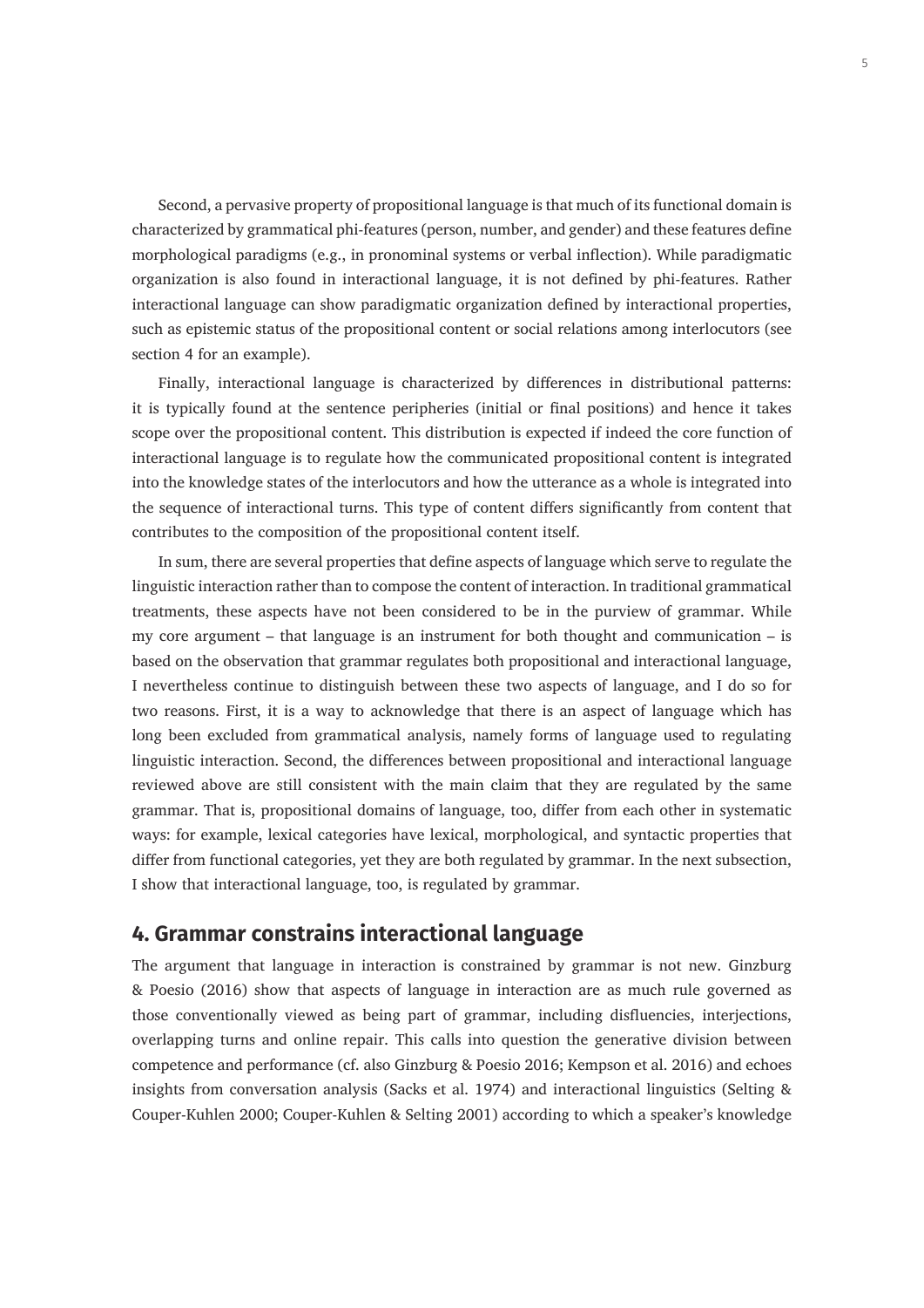Second, a pervasive property of propositional language is that much of its functional domain is characterized by grammatical phi-features (person, number, and gender) and these features define morphological paradigms (e.g., in pronominal systems or verbal inflection). While paradigmatic organization is also found in interactional language, it is not defined by phi-features. Rather interactional language can show paradigmatic organization defined by interactional properties, such as epistemic status of the propositional content or social relations among interlocutors (see section 4 for an example).

Finally, interactional language is characterized by differences in distributional patterns: it is typically found at the sentence peripheries (initial or final positions) and hence it takes scope over the propositional content. This distribution is expected if indeed the core function of interactional language is to regulate how the communicated propositional content is integrated into the knowledge states of the interlocutors and how the utterance as a whole is integrated into the sequence of interactional turns. This type of content differs significantly from content that contributes to the composition of the propositional content itself.

In sum, there are several properties that define aspects of language which serve to regulate the linguistic interaction rather than to compose the content of interaction. In traditional grammatical treatments, these aspects have not been considered to be in the purview of grammar. While my core argument – that language is an instrument for both thought and communication – is based on the observation that grammar regulates both propositional and interactional language, I nevertheless continue to distinguish between these two aspects of language, and I do so for two reasons. First, it is a way to acknowledge that there is an aspect of language which has long been excluded from grammatical analysis, namely forms of language used to regulating linguistic interaction. Second, the differences between propositional and interactional language reviewed above are still consistent with the main claim that they are regulated by the same grammar. That is, propositional domains of language, too, differ from each other in systematic ways: for example, lexical categories have lexical, morphological, and syntactic properties that differ from functional categories, yet they are both regulated by grammar. In the next subsection, I show that interactional language, too, is regulated by grammar.

## 4. Grammar constrains interactional language

The argument that language in interaction is constrained by grammar is not new. Ginzburg & Poesio (2016) show that aspects of language in interaction are as much rule governed as those conventionally viewed as being part of grammar, including disfluencies, interjections, overlapping turns and online repair. This calls into question the generative division between competence and performance (cf. also Ginzburg & Poesio 2016; Kempson et al. 2016) and echoes insights from conversation analysis (Sacks et al. 1974) and interactional linguistics (Selting & Couper-Kuhlen 2000; Couper-Kuhlen & Selting 2001) according to which a speaker's knowledge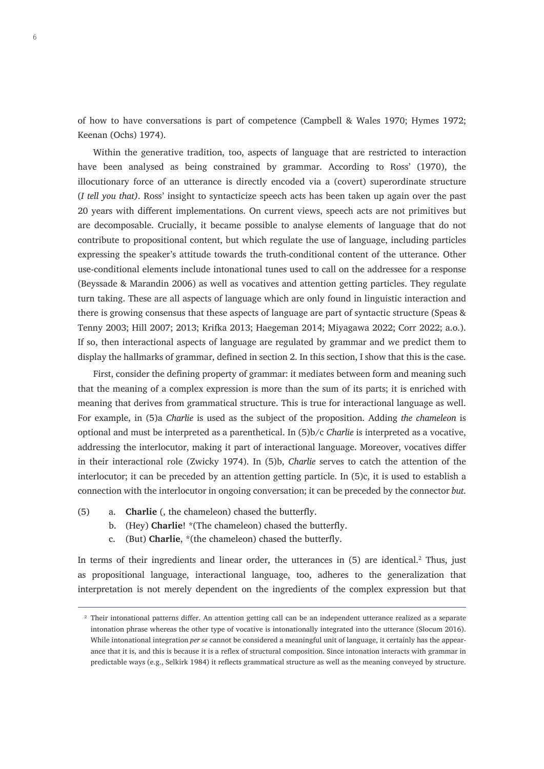of how to have conversations is part of competence (Campbell & Wales 1970; Hymes 1972; Keenan (Ochs) 1974).

Within the generative tradition, too, aspects of language that are restricted to interaction have been analysed as being constrained by grammar. According to Ross' (1970), the illocutionary force of an utterance is directly encoded via a (covert) superordinate structure (*I tell you that)*. Ross' insight to syntacticize speech acts has been taken up again over the past 20 years with different implementations. On current views, speech acts are not primitives but are decomposable. Crucially, it became possible to analyse elements of language that do not contribute to propositional content, but which regulate the use of language, including particles expressing the speaker's attitude towards the truth-conditional content of the utterance. Other use-conditional elements include intonational tunes used to call on the addressee for a response (Beyssade & Marandin 2006) as well as vocatives and attention getting particles. They regulate turn taking. These are all aspects of language which are only found in linguistic interaction and there is growing consensus that these aspects of language are part of syntactic structure (Speas & Tenny 2003; Hill 2007; 2013; Krifka 2013; Haegeman 2014; Miyagawa 2022; Corr 2022; a.o.). If so, then interactional aspects of language are regulated by grammar and we predict them to display the hallmarks of grammar, defined in section 2. In this section, I show that this is the case.

First, consider the defining property of grammar: it mediates between form and meaning such that the meaning of a complex expression is more than the sum of its parts; it is enriched with meaning that derives from grammatical structure. This is true for interactional language as well. For example, in (5)a *Charlie* is used as the subject of the proposition. Adding *the chameleon* is optional and must be interpreted as a parenthetical. In (5)b/c *Charlie* is interpreted as a vocative, addressing the interlocutor, making it part of interactional language. Moreover, vocatives differ in their interactional role (Zwicky 1974). In (5)b, *Charlie* serves to catch the attention of the interlocutor; it can be preceded by an attention getting particle. In (5)c, it is used to establish a connection with the interlocutor in ongoing conversation; it can be preceded by the connector *but*.

(5) a. **Charlie** (, the chameleon) chased the butterfly.
    b. (Hey) **Charlie**! *(The chameleon) chased the butterfly.
    c. (But) **Charlie**, *(the chameleon) chased the butterfly.

In terms of their ingredients and linear order, the utterances in (5) are identical.[2] Thus, just as propositional language, interactional language, too, adheres to the generalization that interpretation is not merely dependent on the ingredients of the complex expression but that

[2] Their intonational patterns differ. An attention getting call can be an independent utterance realized as a separate intonation phrase whereas the other type of vocative is intonationally integrated into the utterance (Slocum 2016). While intonational integration *per se* cannot be considered a meaningful unit of language, it certainly has the appearance that it is, and this is because it is a reflex of structural composition. Since intonation interacts with grammar in predictable ways (e.g., Selkirk 1984) it reflects grammatical structure as well as the meaning conveyed by structure.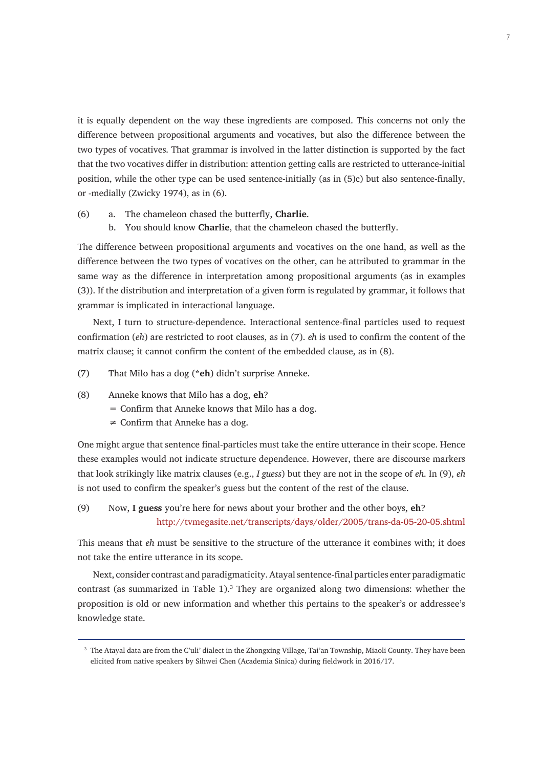it is equally dependent on the way these ingredients are composed. This concerns not only the difference between propositional arguments and vocatives, but also the difference between the two types of vocatives. That grammar is involved in the latter distinction is supported by the fact that the two vocatives differ in distribution: attention getting calls are restricted to utterance-initial position, while the other type can be used sentence-initially (as in (5)c) but also sentence-finally, or -medially (Zwicky 1974), as in (6).

(6) a. The chameleon chased the butterfly, **Charlie**.
  b. You should know **Charlie**, that the chameleon chased the butterfly.

The difference between propositional arguments and vocatives on the one hand, as well as the difference between the two types of vocatives on the other, can be attributed to grammar in the same way as the difference in interpretation among propositional arguments (as in examples (3)). If the distribution and interpretation of a given form is regulated by grammar, it follows that grammar is implicated in interactional language.

Next, I turn to structure-dependence. Interactional sentence-final particles used to request confirmation (*eh*) are restricted to root clauses, as in (7). *eh* is used to confirm the content of the matrix clause; it cannot confirm the content of the embedded clause, as in (8).

(7) That Milo has a dog (\***eh**) didn't surprise Anneke.

(8) Anneke knows that Milo has a dog, **eh**?
  = Confirm that Anneke knows that Milo has a dog.
  ≠ Confirm that Anneke has a dog.

One might argue that sentence final-particles must take the entire utterance in their scope. Hence these examples would not indicate structure dependence. However, there are discourse markers that look strikingly like matrix clauses (e.g., *I guess*) but they are not in the scope of *eh*. In (9), *eh* is not used to confirm the speaker's guess but the content of the rest of the clause.

(9) Now, **I guess** you're here for news about your brother and the other boys, **eh**?
  http://tvmegasite.net/transcripts/days/older/2005/trans-da-05-20-05.shtml

This means that *eh* must be sensitive to the structure of the utterance it combines with; it does not take the entire utterance in its scope.

Next, consider contrast and paradigmaticity. Atayal sentence-final particles enter paradigmatic contrast (as summarized in Table 1).[3] They are organized along two dimensions: whether the proposition is old or new information and whether this pertains to the speaker's or addressee's knowledge state.

[3] The Atayal data are from the C'uli' dialect in the Zhongxing Village, Tai'an Township, Miaoli County. They have been elicited from native speakers by Sihwei Chen (Academia Sinica) during fieldwork in 2016/17.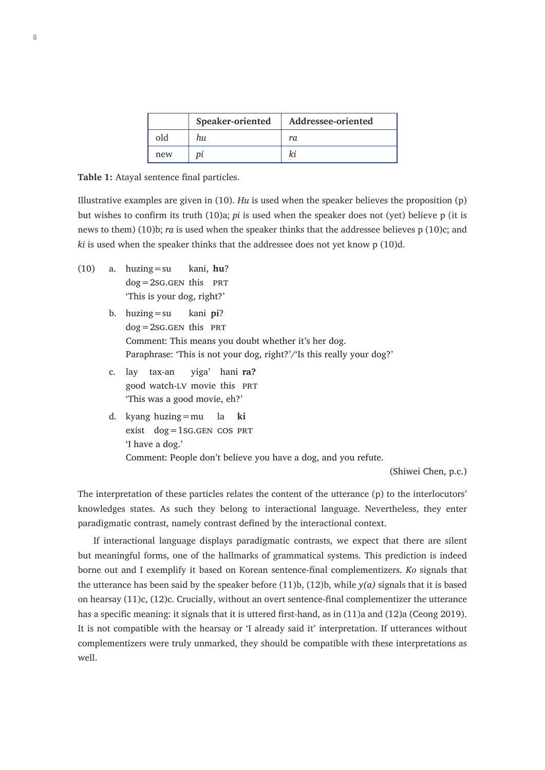| | Speaker-oriented | Addressee-oriented |
|---|---|---|
| old | *hu* | *ra* |
| new | *pi* | *ki* |

**Table 1:** Atayal sentence final particles.

Illustrative examples are given in (10). *Hu* is used when the speaker believes the proposition (p) but wishes to confirm its truth (10)a; *pi* is used when the speaker does not (yet) believe p (it is news to them) (10)b; *ra* is used when the speaker thinks that the addressee believes p (10)c; and *ki* is used when the speaker thinks that the addressee does not yet know p (10)d.

(10) a. huzing = su kani, **hu**?
dog = 2SG.GEN this PRT
'This is your dog, right?'

b. huzing = su kani **pi**?
dog = 2SG.GEN this PRT
Comment: This means you doubt whether it's her dog.
Paraphrase: 'This is not your dog, right?'/'Is this really your dog?'

c. lay tax-an yiga' hani **ra?**
good watch-LV movie this PRT
'This was a good movie, eh?'

d. kyang huzing = mu la **ki**
exist dog = 1SG.GEN COS PRT
'I have a dog.'
Comment: People don't believe you have a dog, and you refute.

(Shiwei Chen, p.c.)

The interpretation of these particles relates the content of the utterance (p) to the interlocutors' knowledges states. As such they belong to interactional language. Nevertheless, they enter paradigmatic contrast, namely contrast defined by the interactional context.

If interactional language displays paradigmatic contrasts, we expect that there are silent but meaningful forms, one of the hallmarks of grammatical systems. This prediction is indeed borne out and I exemplify it based on Korean sentence-final complementizers. *Ko* signals that the utterance has been said by the speaker before (11)b, (12)b, while *y(a)* signals that it is based on hearsay (11)c, (12)c. Crucially, without an overt sentence-final complementizer the utterance has a specific meaning: it signals that it is uttered first-hand, as in (11)a and (12)a (Ceong 2019). It is not compatible with the hearsay or 'I already said it' interpretation. If utterances without complementizers were truly unmarked, they should be compatible with these interpretations as well.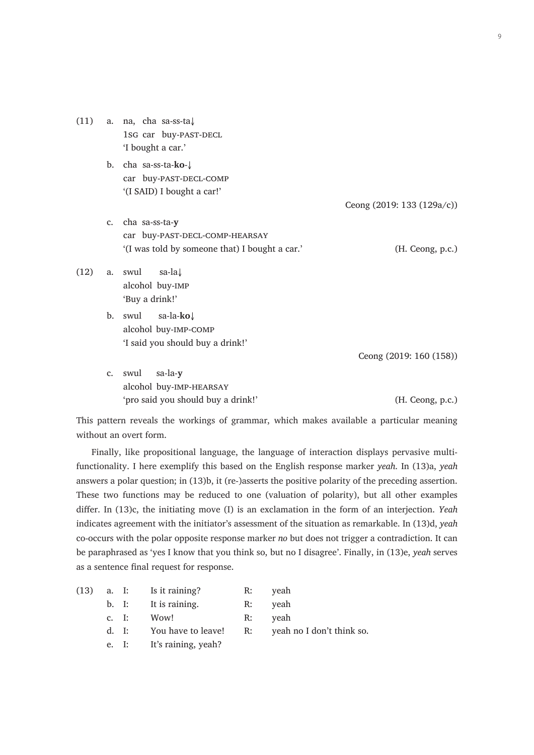(11) a. na, cha sa-ss-ta↓
  1SG car buy-PAST-DECL
  'I bought a car.'

 b. cha sa-ss-ta-**ko**-↓
  car buy-PAST-DECL-COMP
  '(I SAID) I bought a car!'

  Ceong (2019: 133 (129a/c))

 c. cha sa-ss-ta-**y**
  car buy-PAST-DECL-COMP-HEARSAY
  '(I was told by someone that) I bought a car.' (H. Ceong, p.c.)

(12) a. swul sa-la↓
  alcohol buy-IMP
  'Buy a drink!'

 b. swul sa-la-**ko**↓
  alcohol buy-IMP-COMP
  'I said you should buy a drink!'

  Ceong (2019: 160 (158))

 c. swul sa-la-**y**
  alcohol buy-IMP-HEARSAY
  'pro said you should buy a drink!' (H. Ceong, p.c.)

This pattern reveals the workings of grammar, which makes available a particular meaning without an overt form.

Finally, like propositional language, the language of interaction displays pervasive multifunctionality. I here exemplify this based on the English response marker *yeah*. In (13)a, *yeah* answers a polar question; in (13)b, it (re-)asserts the positive polarity of the preceding assertion. These two functions may be reduced to one (valuation of polarity), but all other examples differ. In (13)c, the initiating move (I) is an exclamation in the form of an interjection. *Yeah* indicates agreement with the initiator's assessment of the situation as remarkable. In (13)d, *yeah* co-occurs with the polar opposite response marker *no* but does not trigger a contradiction. It can be paraphrased as 'yes I know that you think so, but no I disagree'. Finally, in (13)e, *yeah* serves as a sentence final request for response.

(13) a. I: Is it raining? R: yeah
 b. I: It is raining. R: yeah
 c. I: Wow! R: yeah
 d. I: You have to leave! R: yeah no I don't think so.
 e. I: It's raining, yeah?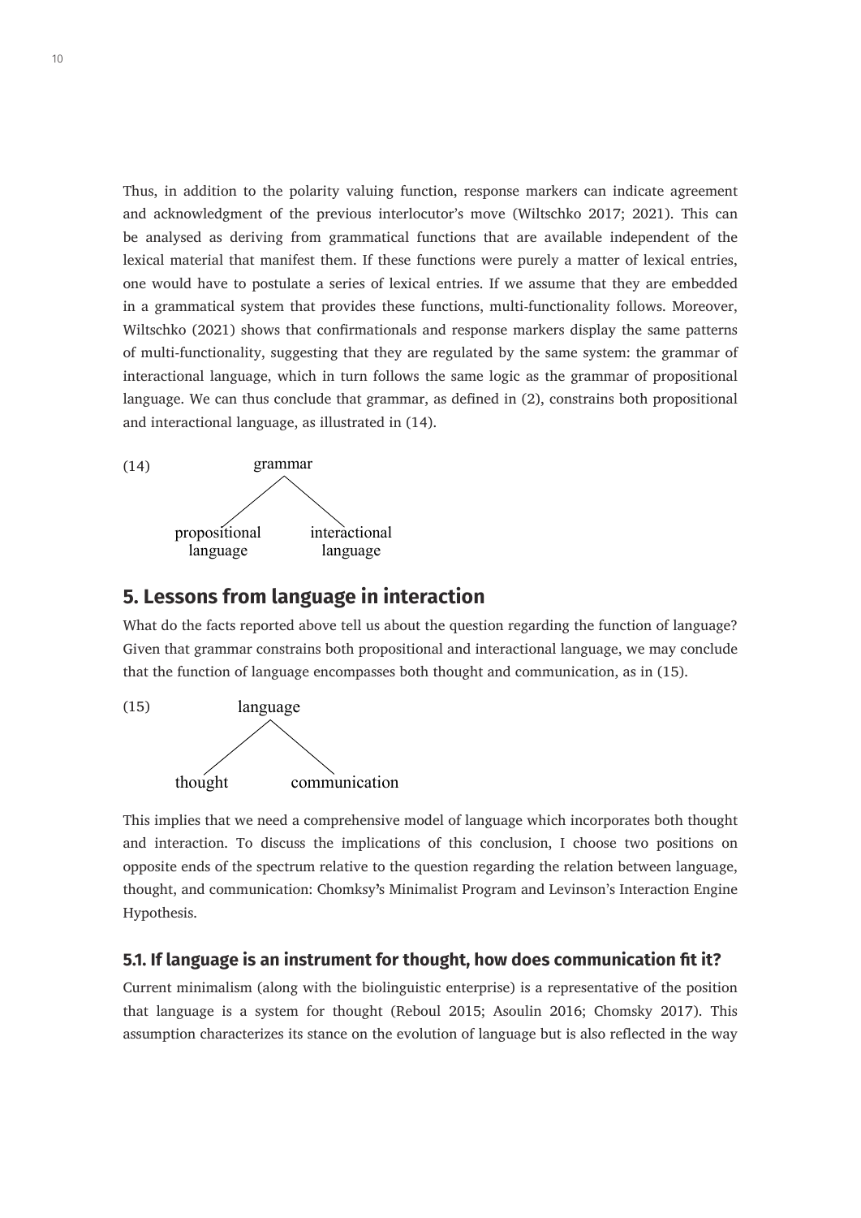Thus, in addition to the polarity valuing function, response markers can indicate agreement and acknowledgment of the previous interlocutor's move (Wiltschko 2017; 2021). This can be analysed as deriving from grammatical functions that are available independent of the lexical material that manifest them. If these functions were purely a matter of lexical entries, one would have to postulate a series of lexical entries. If we assume that they are embedded in a grammatical system that provides these functions, multi-functionality follows. Moreover, Wiltschko (2021) shows that confirmationals and response markers display the same patterns of multi-functionality, suggesting that they are regulated by the same system: the grammar of interactional language, which in turn follows the same logic as the grammar of propositional language. We can thus conclude that grammar, as defined in (2), constrains both propositional and interactional language, as illustrated in (14).

(14)

```
              grammar
             /       \
   propositional    interactional
     language         language
```

## 5. Lessons from language in interaction

What do the facts reported above tell us about the question regarding the function of language? Given that grammar constrains both propositional and interactional language, we may conclude that the function of language encompasses both thought and communication, as in (15).

(15)

```
          language
         /        \
   thought      communication
```

This implies that we need a comprehensive model of language which incorporates both thought and interaction. To discuss the implications of this conclusion, I choose two positions on opposite ends of the spectrum relative to the question regarding the relation between language, thought, and communication: Chomksy's Minimalist Program and Levinson's Interaction Engine Hypothesis.

### 5.1. If language is an instrument for thought, how does communication fit it?

Current minimalism (along with the biolinguistic enterprise) is a representative of the position that language is a system for thought (Reboul 2015; Asoulin 2016; Chomsky 2017). This assumption characterizes its stance on the evolution of language but is also reflected in the way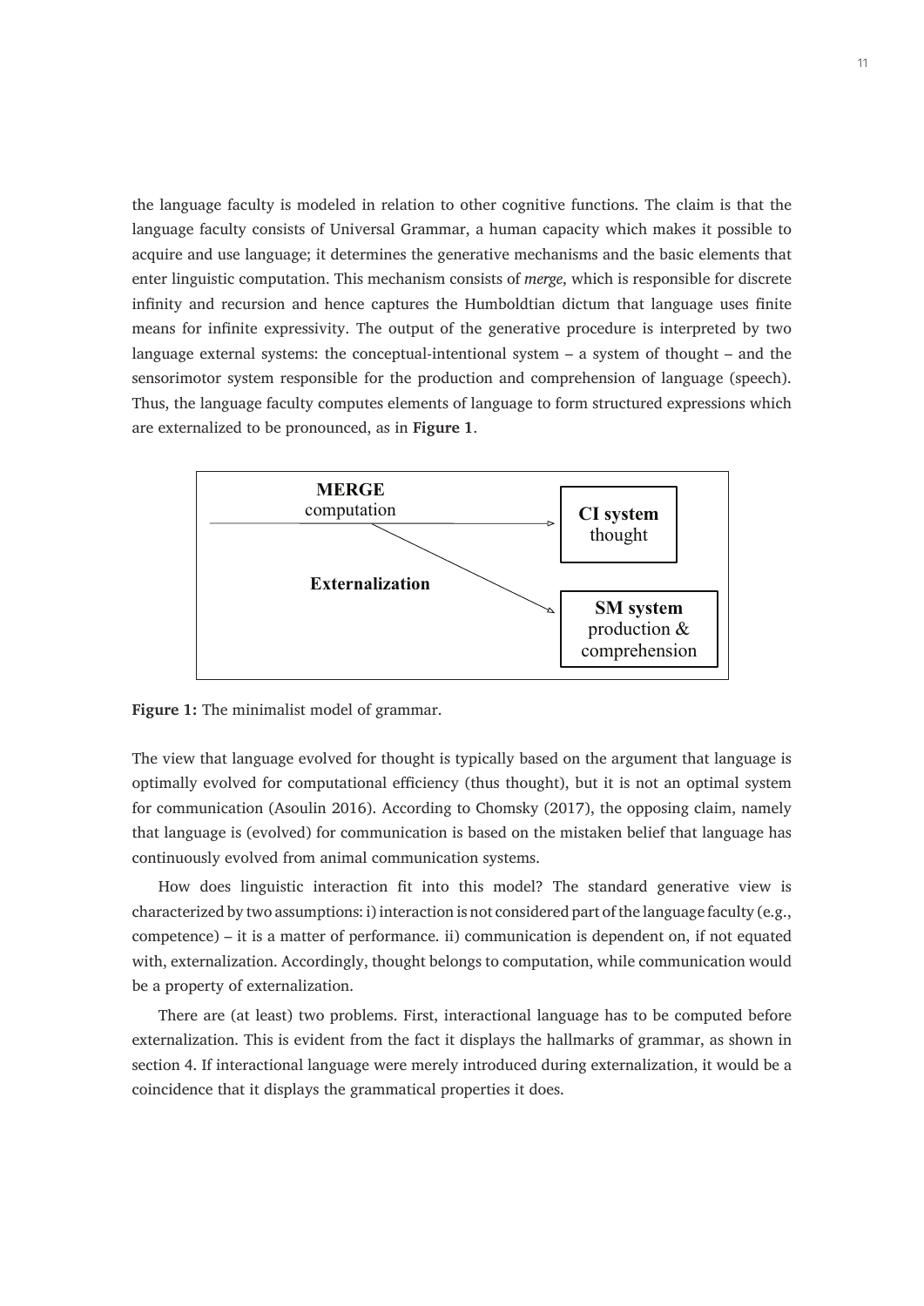the language faculty is modeled in relation to other cognitive functions. The claim is that the language faculty consists of Universal Grammar, a human capacity which makes it possible to acquire and use language; it determines the generative mechanisms and the basic elements that enter linguistic computation. This mechanism consists of *merge*, which is responsible for discrete infinity and recursion and hence captures the Humboldtian dictum that language uses finite means for infinite expressivity. The output of the generative procedure is interpreted by two language external systems: the conceptual-intentional system – a system of thought – and the sensorimotor system responsible for the production and comprehension of language (speech). Thus, the language faculty computes elements of language to form structured expressions which are externalized to be pronounced, as in **Figure 1**.

**MERGE**
computation

**CI system**
thought

**Externalization**

**SM system**
production &
comprehension

**Figure 1:** The minimalist model of grammar.

The view that language evolved for thought is typically based on the argument that language is optimally evolved for computational efficiency (thus thought), but it is not an optimal system for communication (Asoulin 2016). According to Chomsky (2017), the opposing claim, namely that language is (evolved) for communication is based on the mistaken belief that language has continuously evolved from animal communication systems.

How does linguistic interaction fit into this model? The standard generative view is characterized by two assumptions: i) interaction is not considered part of the language faculty (e.g., competence) – it is a matter of performance. ii) communication is dependent on, if not equated with, externalization. Accordingly, thought belongs to computation, while communication would be a property of externalization.

There are (at least) two problems. First, interactional language has to be computed before externalization. This is evident from the fact it displays the hallmarks of grammar, as shown in section 4. If interactional language were merely introduced during externalization, it would be a coincidence that it displays the grammatical properties it does.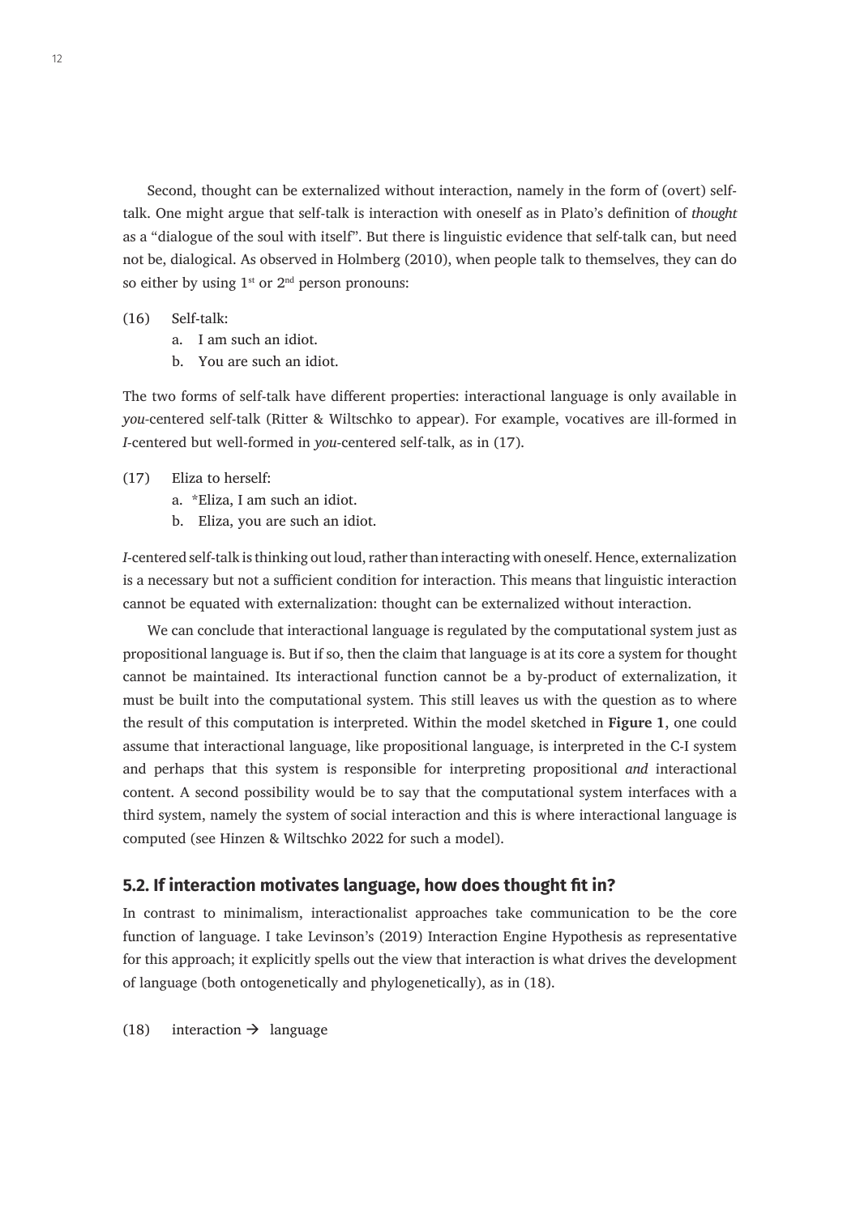Second, thought can be externalized without interaction, namely in the form of (overt) self-talk. One might argue that self-talk is interaction with oneself as in Plato's definition of *thought* as a "dialogue of the soul with itself". But there is linguistic evidence that self-talk can, but need not be, dialogical. As observed in Holmberg (2010), when people talk to themselves, they can do so either by using 1st or 2nd person pronouns:

(16) Self-talk:
  a. I am such an idiot.
  b. You are such an idiot.

The two forms of self-talk have different properties: interactional language is only available in *you*-centered self-talk (Ritter & Wiltschko to appear). For example, vocatives are ill-formed in *I*-centered but well-formed in *you*-centered self-talk, as in (17).

(17) Eliza to herself:
  a. *Eliza, I am such an idiot.
  b. Eliza, you are such an idiot.

*I*-centered self-talk is thinking out loud, rather than interacting with oneself. Hence, externalization is a necessary but not a sufficient condition for interaction. This means that linguistic interaction cannot be equated with externalization: thought can be externalized without interaction.

We can conclude that interactional language is regulated by the computational system just as propositional language is. But if so, then the claim that language is at its core a system for thought cannot be maintained. Its interactional function cannot be a by-product of externalization, it must be built into the computational system. This still leaves us with the question as to where the result of this computation is interpreted. Within the model sketched in **Figure 1**, one could assume that interactional language, like propositional language, is interpreted in the C-I system and perhaps that this system is responsible for interpreting propositional *and* interactional content. A second possibility would be to say that the computational system interfaces with a third system, namely the system of social interaction and this is where interactional language is computed (see Hinzen & Wiltschko 2022 for such a model).

## 5.2. If interaction motivates language, how does thought fit in?

In contrast to minimalism, interactionalist approaches take communication to be the core function of language. I take Levinson's (2019) Interaction Engine Hypothesis as representative for this approach; it explicitly spells out the view that interaction is what drives the development of language (both ontogenetically and phylogenetically), as in (18).

(18) interaction → language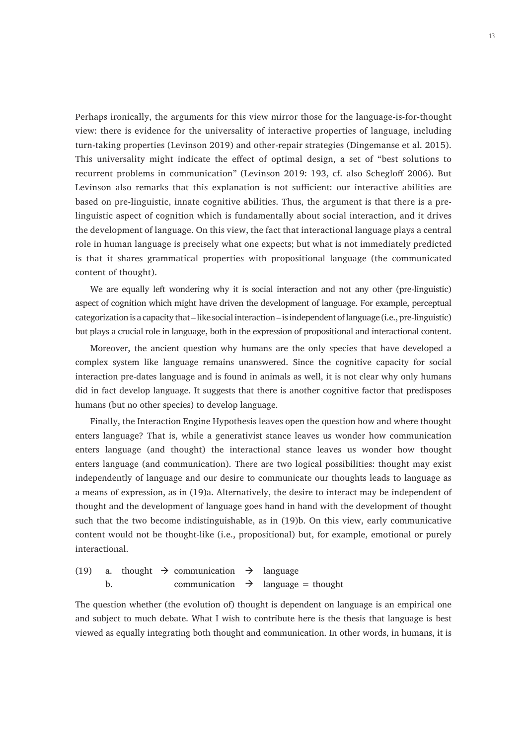Perhaps ironically, the arguments for this view mirror those for the language-is-for-thought view: there is evidence for the universality of interactive properties of language, including turn-taking properties (Levinson 2019) and other-repair strategies (Dingemanse et al. 2015). This universality might indicate the effect of optimal design, a set of "best solutions to recurrent problems in communication" (Levinson 2019: 193, cf. also Schegloff 2006). But Levinson also remarks that this explanation is not sufficient: our interactive abilities are based on pre-linguistic, innate cognitive abilities. Thus, the argument is that there is a pre-linguistic aspect of cognition which is fundamentally about social interaction, and it drives the development of language. On this view, the fact that interactional language plays a central role in human language is precisely what one expects; but what is not immediately predicted is that it shares grammatical properties with propositional language (the communicated content of thought).

We are equally left wondering why it is social interaction and not any other (pre-linguistic) aspect of cognition which might have driven the development of language. For example, perceptual categorization is a capacity that – like social interaction – is independent of language (i.e., pre-linguistic) but plays a crucial role in language, both in the expression of propositional and interactional content.

Moreover, the ancient question why humans are the only species that have developed a complex system like language remains unanswered. Since the cognitive capacity for social interaction pre-dates language and is found in animals as well, it is not clear why only humans did in fact develop language. It suggests that there is another cognitive factor that predisposes humans (but no other species) to develop language.

Finally, the Interaction Engine Hypothesis leaves open the question how and where thought enters language? That is, while a generativist stance leaves us wonder how communication enters language (and thought) the interactional stance leaves us wonder how thought enters language (and communication). There are two logical possibilities: thought may exist independently of language and our desire to communicate our thoughts leads to language as a means of expression, as in (19)a. Alternatively, the desire to interact may be independent of thought and the development of language goes hand in hand with the development of thought such that the two become indistinguishable, as in (19)b. On this view, early communicative content would not be thought-like (i.e., propositional) but, for example, emotional or purely interactional.

(19) a. thought → communication → language
     b. communication → language = thought

The question whether (the evolution of) thought is dependent on language is an empirical one and subject to much debate. What I wish to contribute here is the thesis that language is best viewed as equally integrating both thought and communication. In other words, in humans, it is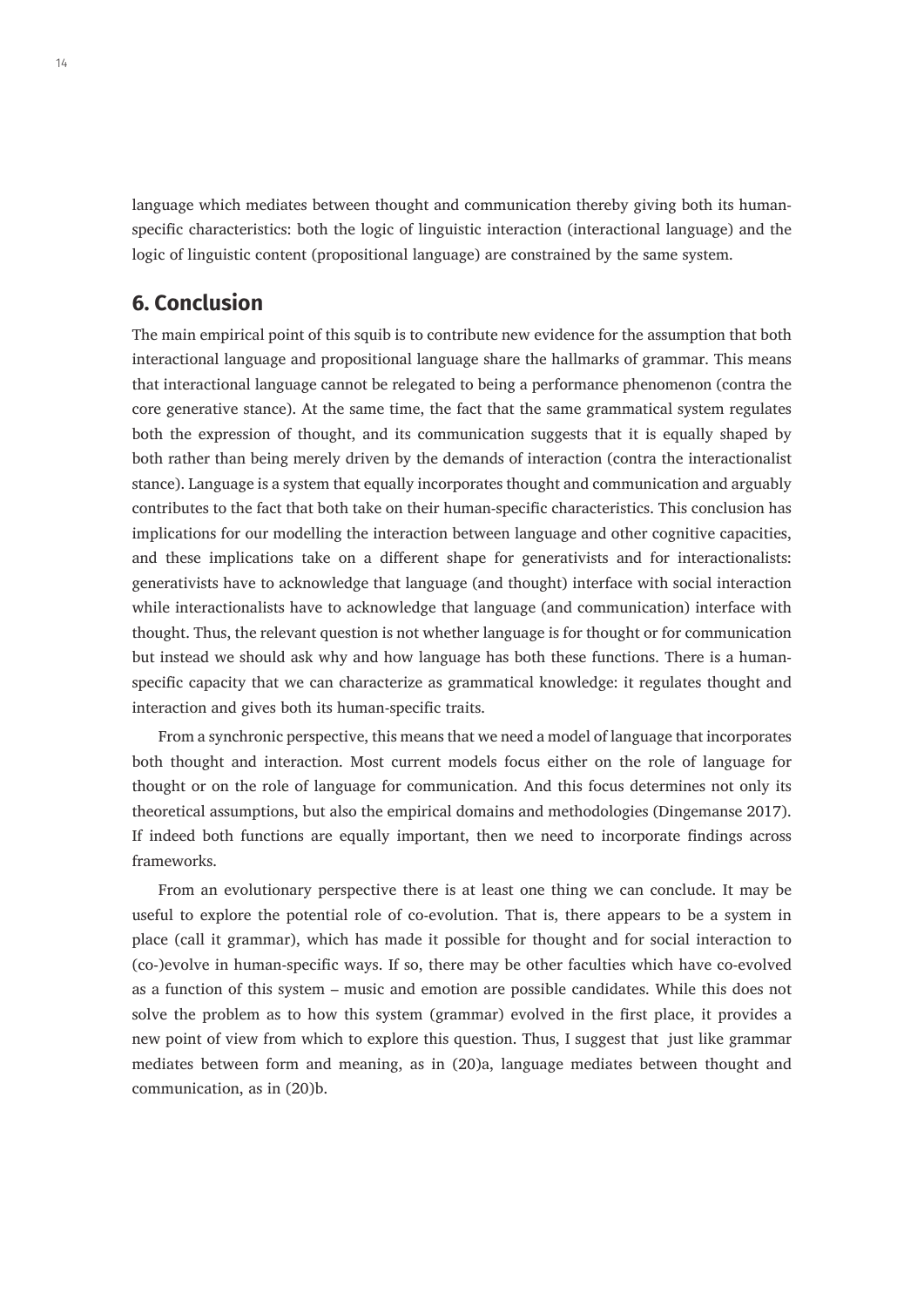language which mediates between thought and communication thereby giving both its human-specific characteristics: both the logic of linguistic interaction (interactional language) and the logic of linguistic content (propositional language) are constrained by the same system.

## 6. Conclusion

The main empirical point of this squib is to contribute new evidence for the assumption that both interactional language and propositional language share the hallmarks of grammar. This means that interactional language cannot be relegated to being a performance phenomenon (contra the core generative stance). At the same time, the fact that the same grammatical system regulates both the expression of thought, and its communication suggests that it is equally shaped by both rather than being merely driven by the demands of interaction (contra the interactionalist stance). Language is a system that equally incorporates thought and communication and arguably contributes to the fact that both take on their human-specific characteristics. This conclusion has implications for our modelling the interaction between language and other cognitive capacities, and these implications take on a different shape for generativists and for interactionalists: generativists have to acknowledge that language (and thought) interface with social interaction while interactionalists have to acknowledge that language (and communication) interface with thought. Thus, the relevant question is not whether language is for thought or for communication but instead we should ask why and how language has both these functions. There is a human-specific capacity that we can characterize as grammatical knowledge: it regulates thought and interaction and gives both its human-specific traits.

From a synchronic perspective, this means that we need a model of language that incorporates both thought and interaction. Most current models focus either on the role of language for thought or on the role of language for communication. And this focus determines not only its theoretical assumptions, but also the empirical domains and methodologies (Dingemanse 2017). If indeed both functions are equally important, then we need to incorporate findings across frameworks.

From an evolutionary perspective there is at least one thing we can conclude. It may be useful to explore the potential role of co-evolution. That is, there appears to be a system in place (call it grammar), which has made it possible for thought and for social interaction to (co-)evolve in human-specific ways. If so, there may be other faculties which have co-evolved as a function of this system – music and emotion are possible candidates. While this does not solve the problem as to how this system (grammar) evolved in the first place, it provides a new point of view from which to explore this question. Thus, I suggest that just like grammar mediates between form and meaning, as in (20)a, language mediates between thought and communication, as in (20)b.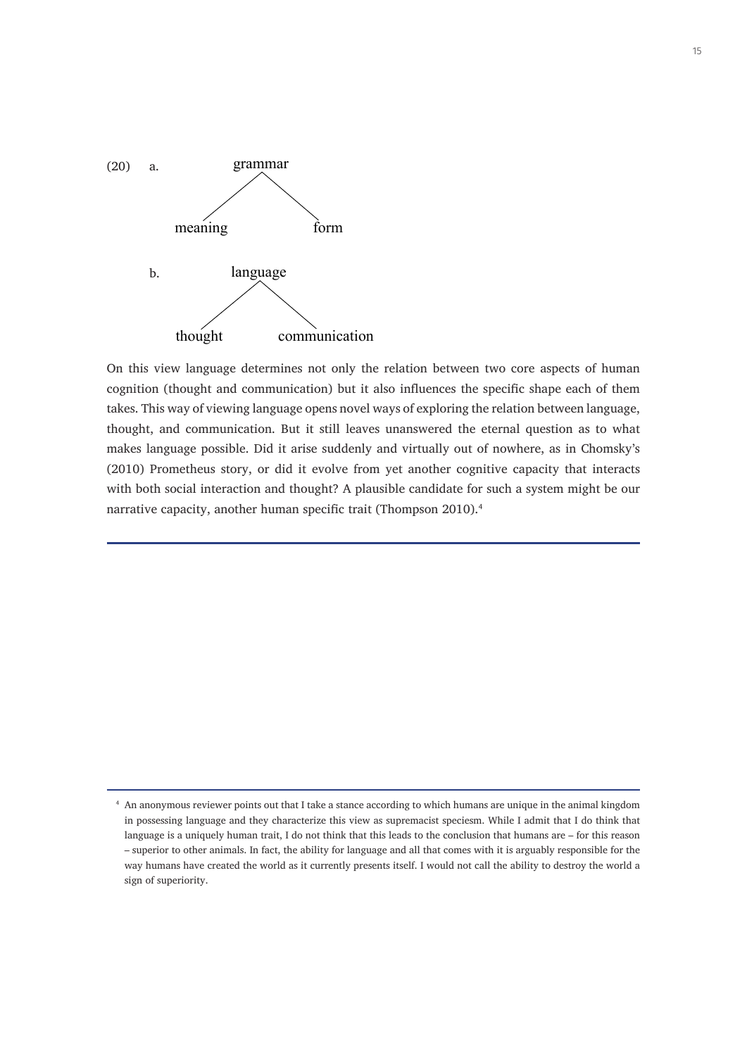(20) a.

```
        grammar
       /       \
  meaning      form
```

b.

```
        language
       /        \
  thought    communication
```

On this view language determines not only the relation between two core aspects of human cognition (thought and communication) but it also influences the specific shape each of them takes. This way of viewing language opens novel ways of exploring the relation between language, thought, and communication. But it still leaves unanswered the eternal question as to what makes language possible. Did it arise suddenly and virtually out of nowhere, as in Chomsky's (2010) Prometheus story, or did it evolve from yet another cognitive capacity that interacts with both social interaction and thought? A plausible candidate for such a system might be our narrative capacity, another human specific trait (Thompson 2010).[4]

---

[4] An anonymous reviewer points out that I take a stance according to which humans are unique in the animal kingdom in possessing language and they characterize this view as supremacist speciesm. While I admit that I do think that language is a uniquely human trait, I do not think that this leads to the conclusion that humans are – for this reason – superior to other animals. In fact, the ability for language and all that comes with it is arguably responsible for the way humans have created the world as it currently presents itself. I would not call the ability to destroy the world a sign of superiority.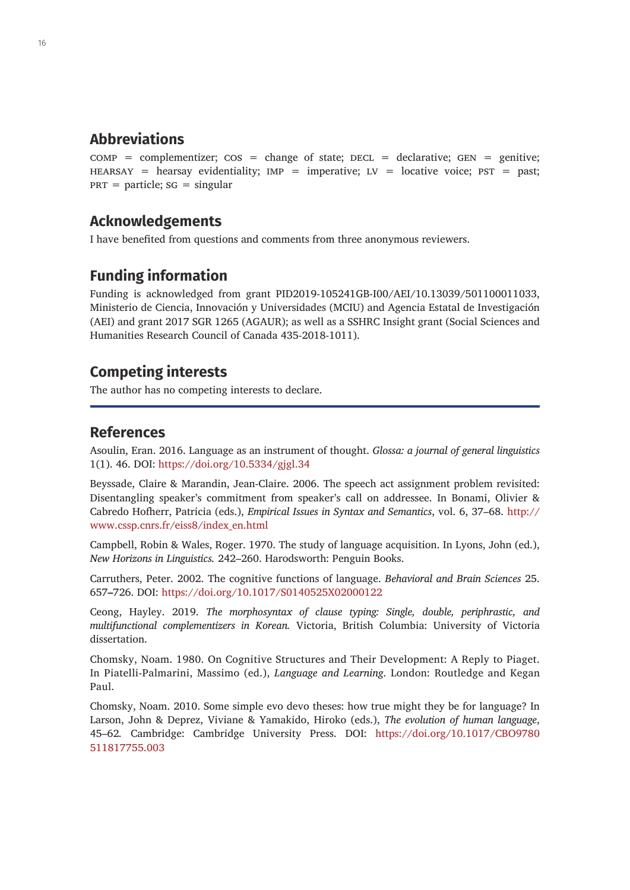## Abbreviations

COMP = complementizer; COS = change of state; DECL = declarative; GEN = genitive; HEARSAY = hearsay evidentiality; IMP = imperative; LV = locative voice; PST = past; PRT = particle; SG = singular

## Acknowledgements

I have benefited from questions and comments from three anonymous reviewers.

## Funding information

Funding is acknowledged from grant PID2019-105241GB-I00/AEI/10.13039/501100011033, Ministerio de Ciencia, Innovación y Universidades (MCIU) and Agencia Estatal de Investigación (AEI) and grant 2017 SGR 1265 (AGAUR); as well as a SSHRC Insight grant (Social Sciences and Humanities Research Council of Canada 435-2018-1011).

## Competing interests

The author has no competing interests to declare.

## References

Asoulin, Eran. 2016. Language as an instrument of thought. *Glossa: a journal of general linguistics* 1(1). 46. DOI: https://doi.org/10.5334/gjgl.34

Beyssade, Claire & Marandin, Jean-Claire. 2006. The speech act assignment problem revisited: Disentangling speaker's commitment from speaker's call on addressee. In Bonami, Olivier & Cabredo Hofherr, Patricia (eds.), *Empirical Issues in Syntax and Semantics*, vol. 6, 37–68. http://www.cssp.cnrs.fr/eiss8/index_en.html

Campbell, Robin & Wales, Roger. 1970. The study of language acquisition. In Lyons, John (ed.), *New Horizons in Linguistics.* 242–260. Harodsworth: Penguin Books.

Carruthers, Peter. 2002. The cognitive functions of language. *Behavioral and Brain Sciences* 25. 657–726. DOI: https://doi.org/10.1017/S0140525X02000122

Ceong, Hayley. 2019. *The morphosyntax of clause typing: Single, double, periphrastic, and multifunctional complementizers in Korean.* Victoria, British Columbia: University of Victoria dissertation.

Chomsky, Noam. 1980. On Cognitive Structures and Their Development: A Reply to Piaget. In Piatelli-Palmarini, Massimo (ed.), *Language and Learning*. London: Routledge and Kegan Paul.

Chomsky, Noam. 2010. Some simple evo devo theses: how true might they be for language? In Larson, John & Deprez, Viviane & Yamakido, Hiroko (eds.), *The evolution of human language*, 45–62. Cambridge: Cambridge University Press. DOI: https://doi.org/10.1017/CBO9780511817755.003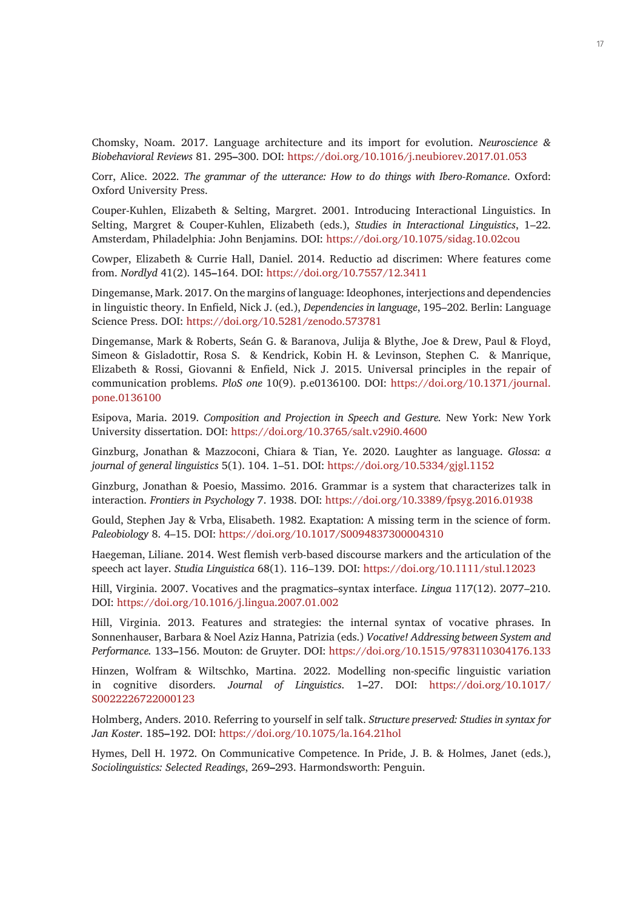Chomsky, Noam. 2017. Language architecture and its import for evolution. *Neuroscience & Biobehavioral Reviews* 81. 295–300. DOI: https://doi.org/10.1016/j.neubiorev.2017.01.053

Corr, Alice. 2022. *The grammar of the utterance: How to do things with Ibero-Romance*. Oxford: Oxford University Press.

Couper-Kuhlen, Elizabeth & Selting, Margret. 2001. Introducing Interactional Linguistics. In Selting, Margret & Couper-Kuhlen, Elizabeth (eds.), *Studies in Interactional Linguistics*, 1–22. Amsterdam, Philadelphia: John Benjamins. DOI: https://doi.org/10.1075/sidag.10.02cou

Cowper, Elizabeth & Currie Hall, Daniel. 2014. Reductio ad discrimen: Where features come from. *Nordlyd* 41(2). 145–164. DOI: https://doi.org/10.7557/12.3411

Dingemanse, Mark. 2017. On the margins of language: Ideophones, interjections and dependencies in linguistic theory. In Enfield, Nick J. (ed.), *Dependencies in language*, 195–202. Berlin: Language Science Press. DOI: https://doi.org/10.5281/zenodo.573781

Dingemanse, Mark & Roberts, Seán G. & Baranova, Julija & Blythe, Joe & Drew, Paul & Floyd, Simeon & Gisladottir, Rosa S. & Kendrick, Kobin H. & Levinson, Stephen C. & Manrique, Elizabeth & Rossi, Giovanni & Enfield, Nick J. 2015. Universal principles in the repair of communication problems. *PloS one* 10(9). p.e0136100. DOI: https://doi.org/10.1371/journal.pone.0136100

Esipova, Maria. 2019. *Composition and Projection in Speech and Gesture.* New York: New York University dissertation. DOI: https://doi.org/10.3765/salt.v29i0.4600

Ginzburg, Jonathan & Mazzoconi, Chiara & Tian, Ye. 2020. Laughter as language. *Glossa: a journal of general linguistics* 5(1). 104. 1–51. DOI: https://doi.org/10.5334/gjgl.1152

Ginzburg, Jonathan & Poesio, Massimo. 2016. Grammar is a system that characterizes talk in interaction. *Frontiers in Psychology* 7. 1938. DOI: https://doi.org/10.3389/fpsyg.2016.01938

Gould, Stephen Jay & Vrba, Elisabeth. 1982. Exaptation: A missing term in the science of form. *Paleobiology* 8. 4–15. DOI: https://doi.org/10.1017/S0094837300004310

Haegeman, Liliane. 2014. West flemish verb-based discourse markers and the articulation of the speech act layer. *Studia Linguistica* 68(1). 116–139. DOI: https://doi.org/10.1111/stul.12023

Hill, Virginia. 2007. Vocatives and the pragmatics–syntax interface. *Lingua* 117(12). 2077–210. DOI: https://doi.org/10.1016/j.lingua.2007.01.002

Hill, Virginia. 2013. Features and strategies: the internal syntax of vocative phrases. In Sonnenhauser, Barbara & Noel Aziz Hanna, Patrizia (eds.) *Vocative! Addressing between System and Performance.* 133–156. Mouton: de Gruyter. DOI: https://doi.org/10.1515/9783110304176.133

Hinzen, Wolfram & Wiltschko, Martina. 2022. Modelling non-specific linguistic variation in cognitive disorders. *Journal of Linguistics*. 1–27. DOI: https://doi.org/10.1017/S0022226722000123

Holmberg, Anders. 2010. Referring to yourself in self talk. *Structure preserved: Studies in syntax for Jan Koster*. 185–192. DOI: https://doi.org/10.1075/la.164.21hol

Hymes, Dell H. 1972. On Communicative Competence. In Pride, J. B. & Holmes, Janet (eds.), *Sociolinguistics: Selected Readings*, 269–293. Harmondsworth: Penguin.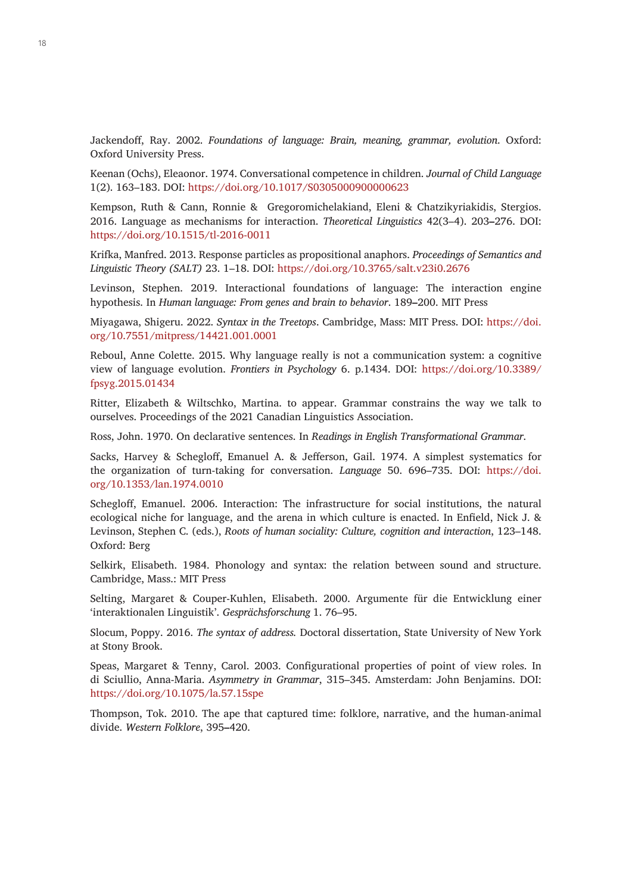Jackendoff, Ray. 2002. *Foundations of language: Brain, meaning, grammar, evolution*. Oxford: Oxford University Press.

Keenan (Ochs), Eleaonor. 1974. Conversational competence in children. *Journal of Child Language* 1(2). 163–183. DOI: https://doi.org/10.1017/S0305000900000623

Kempson, Ruth & Cann, Ronnie & Gregoromichelakiand, Eleni & Chatzikyriakidis, Stergios. 2016. Language as mechanisms for interaction. *Theoretical Linguistics* 42(3–4). 203–276. DOI: https://doi.org/10.1515/tl-2016-0011

Krifka, Manfred. 2013. Response particles as propositional anaphors. *Proceedings of Semantics and Linguistic Theory (SALT)* 23. 1–18. DOI: https://doi.org/10.3765/salt.v23i0.2676

Levinson, Stephen. 2019. Interactional foundations of language: The interaction engine hypothesis. In *Human language: From genes and brain to behavior*. 189–200. MIT Press

Miyagawa, Shigeru. 2022. *Syntax in the Treetops*. Cambridge, Mass: MIT Press. DOI: https://doi.org/10.7551/mitpress/14421.001.0001

Reboul, Anne Colette. 2015. Why language really is not a communication system: a cognitive view of language evolution. *Frontiers in Psychology* 6. p.1434. DOI: https://doi.org/10.3389/fpsyg.2015.01434

Ritter, Elizabeth & Wiltschko, Martina. to appear. Grammar constrains the way we talk to ourselves. Proceedings of the 2021 Canadian Linguistics Association.

Ross, John. 1970. On declarative sentences. In *Readings in English Transformational Grammar*.

Sacks, Harvey & Schegloff, Emanuel A. & Jefferson, Gail. 1974. A simplest systematics for the organization of turn-taking for conversation. *Language* 50. 696–735. DOI: https://doi.org/10.1353/lan.1974.0010

Schegloff, Emanuel. 2006. Interaction: The infrastructure for social institutions, the natural ecological niche for language, and the arena in which culture is enacted. In Enfield, Nick J. & Levinson, Stephen C. (eds.), *Roots of human sociality: Culture, cognition and interaction*, 123–148. Oxford: Berg

Selkirk, Elisabeth. 1984. Phonology and syntax: the relation between sound and structure. Cambridge, Mass.: MIT Press

Selting, Margaret & Couper-Kuhlen, Elisabeth. 2000. Argumente für die Entwicklung einer 'interaktionalen Linguistik'. *Gesprächsforschung* 1. 76–95.

Slocum, Poppy. 2016. *The syntax of address.* Doctoral dissertation, State University of New York at Stony Brook.

Speas, Margaret & Tenny, Carol. 2003. Configurational properties of point of view roles. In di Sciullio, Anna-Maria. *Asymmetry in Grammar*, 315–345. Amsterdam: John Benjamins. DOI: https://doi.org/10.1075/la.57.15spe

Thompson, Tok. 2010. The ape that captured time: folklore, narrative, and the human-animal divide. *Western Folklore*, 395–420.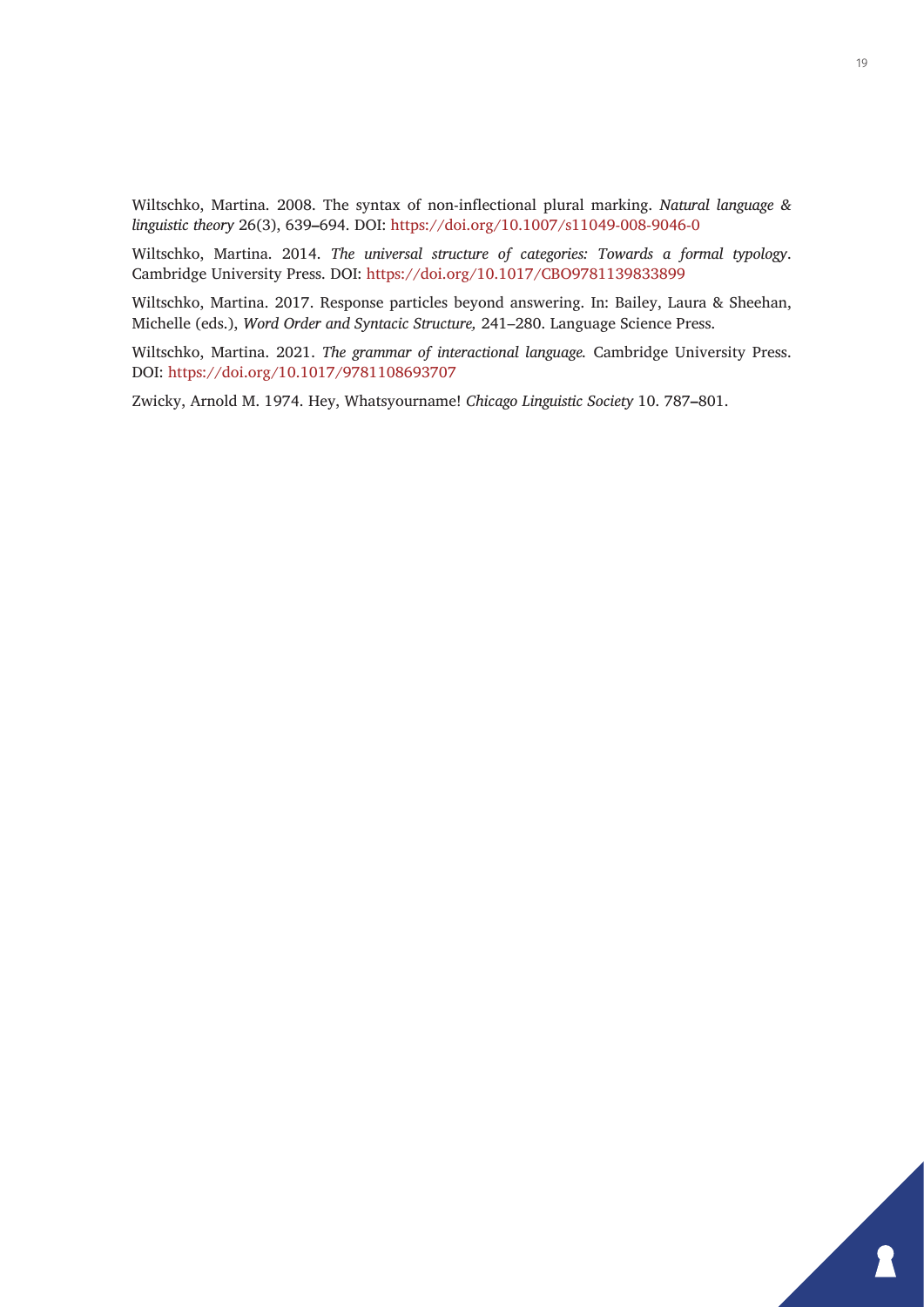Wiltschko, Martina. 2008. The syntax of non-inflectional plural marking. *Natural language & linguistic theory* 26(3), 639–694. DOI: https://doi.org/10.1007/s11049-008-9046-0

Wiltschko, Martina. 2014. *The universal structure of categories: Towards a formal typology*. Cambridge University Press. DOI: https://doi.org/10.1017/CBO9781139833899

Wiltschko, Martina. 2017. Response particles beyond answering. In: Bailey, Laura & Sheehan, Michelle (eds.), *Word Order and Syntacic Structure,* 241–280. Language Science Press.

Wiltschko, Martina. 2021. *The grammar of interactional language.* Cambridge University Press. DOI: https://doi.org/10.1017/9781108693707

Zwicky, Arnold M. 1974. Hey, Whatsyourname! *Chicago Linguistic Society* 10. 787–801.